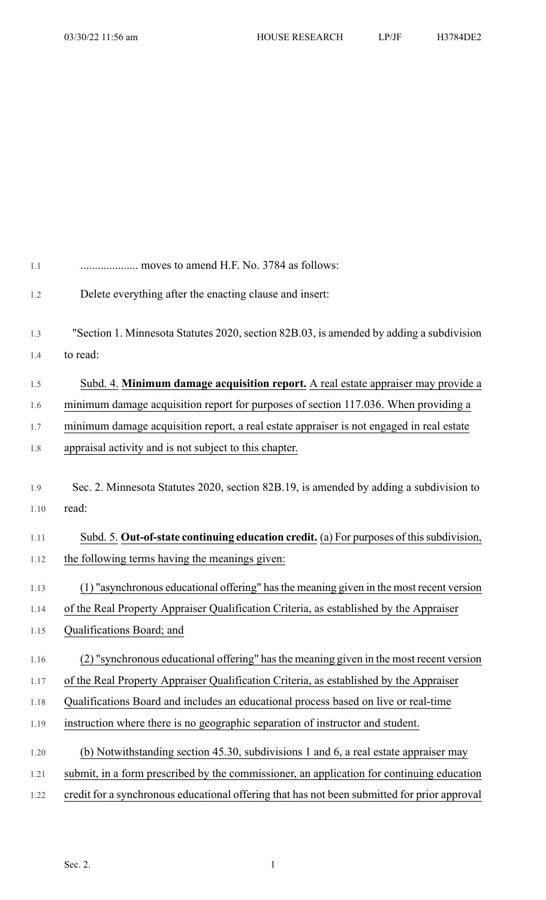.................... moves to amend H.F. No. 3784 as follows:

Delete everything after the enacting clause and insert:

"Section 1. Minnesota Statutes 2020, section 82B.03, is amended by adding a subdivision to read:

Subd. 4. **Minimum damage acquisition report.** A real estate appraiser may provide a minimum damage acquisition report for purposes of section 117.036. When providing a minimum damage acquisition report, a real estate appraiser is not engaged in real estate appraisal activity and is not subject to this chapter.

Sec. 2. Minnesota Statutes 2020, section 82B.19, is amended by adding a subdivision to read:

Subd. 5. **Out-of-state continuing education credit.** (a) For purposes of this subdivision, the following terms having the meanings given:

(1) "asynchronous educational offering" has the meaning given in the most recent version of the Real Property Appraiser Qualification Criteria, as established by the Appraiser Qualifications Board; and

(2) "synchronous educational offering" has the meaning given in the most recent version of the Real Property Appraiser Qualification Criteria, as established by the Appraiser Qualifications Board and includes an educational process based on live or real-time instruction where there is no geographic separation of instructor and student.

(b) Notwithstanding section 45.30, subdivisions 1 and 6, a real estate appraiser may submit, in a form prescribed by the commissioner, an application for continuing education credit for a synchronous educational offering that has not been submitted for prior approval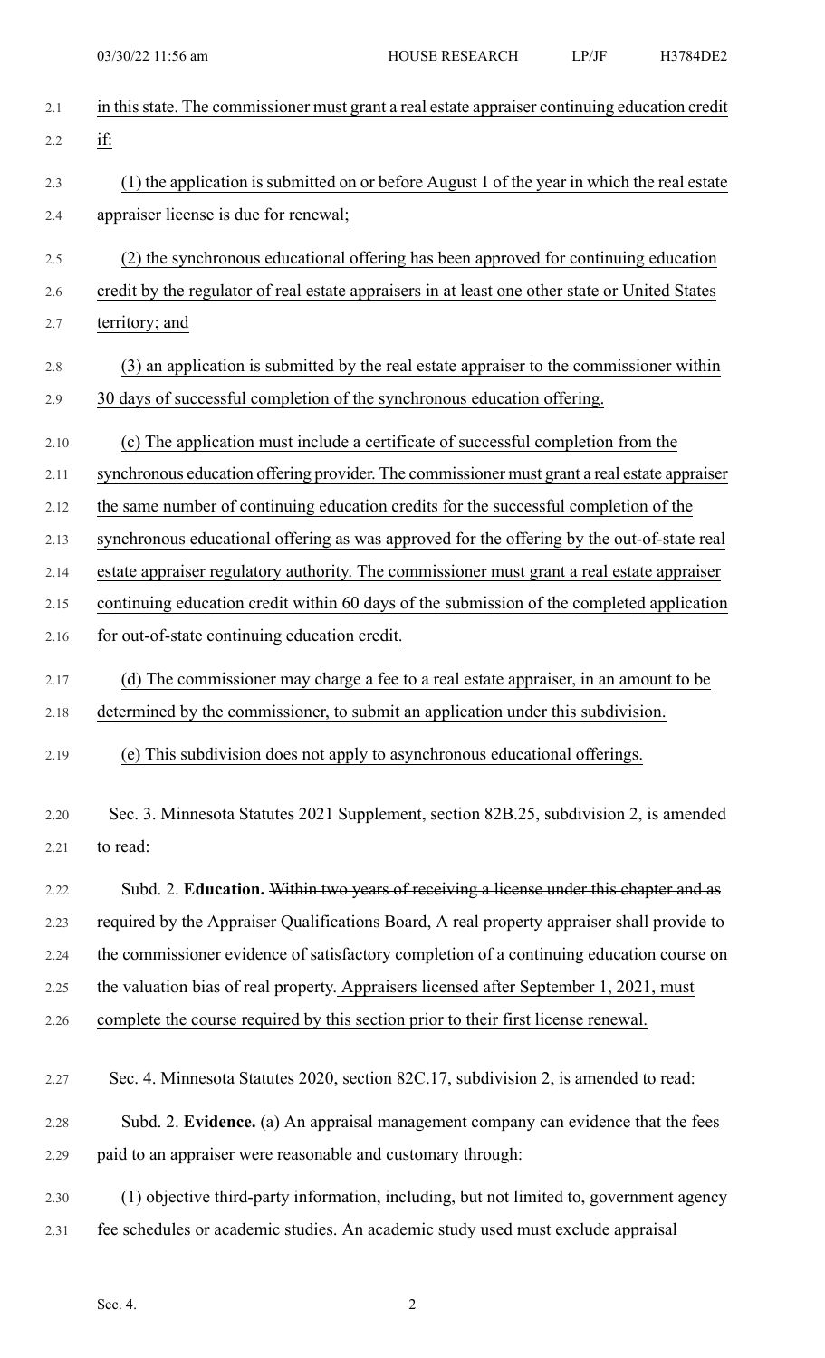in this state. The commissioner must grant a real estate appraiser continuing education credit if:

(1) the application is submitted on or before August 1 of the year in which the real estate appraiser license is due for renewal;

(2) the synchronous educational offering has been approved for continuing education credit by the regulator of real estate appraisers in at least one other state or United States territory; and

(3) an application is submitted by the real estate appraiser to the commissioner within 30 days of successful completion of the synchronous education offering.

(c) The application must include a certificate of successful completion from the synchronous education offering provider. The commissioner must grant a real estate appraiser the same number of continuing education credits for the successful completion of the synchronous educational offering as was approved for the offering by the out-of-state real estate appraiser regulatory authority. The commissioner must grant a real estate appraiser continuing education credit within 60 days of the submission of the completed application for out-of-state continuing education credit.

(d) The commissioner may charge a fee to a real estate appraiser, in an amount to be determined by the commissioner, to submit an application under this subdivision.

(e) This subdivision does not apply to asynchronous educational offerings.

Sec. 3. Minnesota Statutes 2021 Supplement, section 82B.25, subdivision 2, is amended to read:

Subd. 2. **Education.** ~~Within two years of receiving a license under this chapter and as required by the Appraiser Qualifications Board,~~ A real property appraiser shall provide to the commissioner evidence of satisfactory completion of a continuing education course on the valuation bias of real property. Appraisers licensed after September 1, 2021, must complete the course required by this section prior to their first license renewal.

Sec. 4. Minnesota Statutes 2020, section 82C.17, subdivision 2, is amended to read:

Subd. 2. **Evidence.** (a) An appraisal management company can evidence that the fees paid to an appraiser were reasonable and customary through:

(1) objective third-party information, including, but not limited to, government agency fee schedules or academic studies. An academic study used must exclude appraisal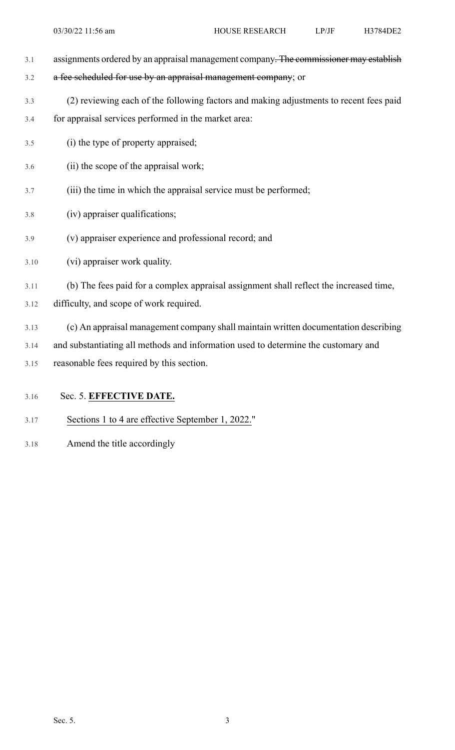assignments ordered by an appraisal management company~~. The commissioner may establish a fee scheduled for use by an appraisal management company~~; or

(2) reviewing each of the following factors and making adjustments to recent fees paid for appraisal services performed in the market area:

(i) the type of property appraised;

(ii) the scope of the appraisal work;

(iii) the time in which the appraisal service must be performed;

(iv) appraiser qualifications;

(v) appraiser experience and professional record; and

(vi) appraiser work quality.

(b) The fees paid for a complex appraisal assignment shall reflect the increased time, difficulty, and scope of work required.

(c) An appraisal management company shall maintain written documentation describing and substantiating all methods and information used to determine the customary and reasonable fees required by this section.

Sec. 5. **EFFECTIVE DATE.**

Sections 1 to 4 are effective September 1, 2022."

Amend the title accordingly